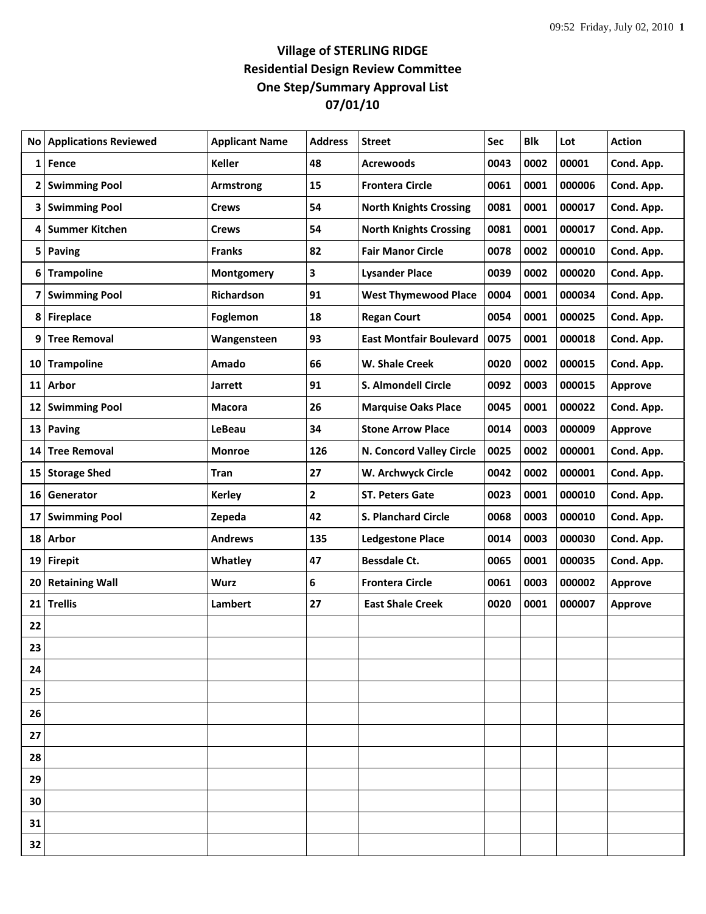# Village of STERLING RIDGE
## Residential Design Review Committee
## One Step/Summary Approval List
## 07/01/10

| No | Applications Reviewed | Applicant Name | Address | Street | Sec | Blk | Lot | Action |
|---|---|---|---|---|---|---|---|---|
| 1 | Fence | Keller | 48 | Acrewoods | 0043 | 0002 | 00001 | Cond. App. |
| 2 | Swimming Pool | Armstrong | 15 | Frontera Circle | 0061 | 0001 | 000006 | Cond. App. |
| 3 | Swimming Pool | Crews | 54 | North Knights Crossing | 0081 | 0001 | 000017 | Cond. App. |
| 4 | Summer Kitchen | Crews | 54 | North Knights Crossing | 0081 | 0001 | 000017 | Cond. App. |
| 5 | Paving | Franks | 82 | Fair Manor Circle | 0078 | 0002 | 000010 | Cond. App. |
| 6 | Trampoline | Montgomery | 3 | Lysander Place | 0039 | 0002 | 000020 | Cond. App. |
| 7 | Swimming Pool | Richardson | 91 | West Thymewood Place | 0004 | 0001 | 000034 | Cond. App. |
| 8 | Fireplace | Foglemon | 18 | Regan Court | 0054 | 0001 | 000025 | Cond. App. |
| 9 | Tree Removal | Wangensteen | 93 | East Montfair Boulevard | 0075 | 0001 | 000018 | Cond. App. |
| 10 | Trampoline | Amado | 66 | W. Shale Creek | 0020 | 0002 | 000015 | Cond. App. |
| 11 | Arbor | Jarrett | 91 | S. Almondell Circle | 0092 | 0003 | 000015 | Approve |
| 12 | Swimming Pool | Macora | 26 | Marquise Oaks Place | 0045 | 0001 | 000022 | Cond. App. |
| 13 | Paving | LeBeau | 34 | Stone Arrow Place | 0014 | 0003 | 000009 | Approve |
| 14 | Tree Removal | Monroe | 126 | N. Concord Valley Circle | 0025 | 0002 | 000001 | Cond. App. |
| 15 | Storage Shed | Tran | 27 | W. Archwyck Circle | 0042 | 0002 | 000001 | Cond. App. |
| 16 | Generator | Kerley | 2 | ST. Peters Gate | 0023 | 0001 | 000010 | Cond. App. |
| 17 | Swimming Pool | Zepeda | 42 | S. Planchard Circle | 0068 | 0003 | 000010 | Cond. App. |
| 18 | Arbor | Andrews | 135 | Ledgestone Place | 0014 | 0003 | 000030 | Cond. App. |
| 19 | Firepit | Whatley | 47 | Bessdale Ct. | 0065 | 0001 | 000035 | Cond. App. |
| 20 | Retaining Wall | Wurz | 6 | Frontera Circle | 0061 | 0003 | 000002 | Approve |
| 21 | Trellis | Lambert | 27 | East Shale Creek | 0020 | 0001 | 000007 | Approve |
| 22 | | | | | | | | |
| 23 | | | | | | | | |
| 24 | | | | | | | | |
| 25 | | | | | | | | |
| 26 | | | | | | | | |
| 27 | | | | | | | | |
| 28 | | | | | | | | |
| 29 | | | | | | | | |
| 30 | | | | | | | | |
| 31 | | | | | | | | |
| 32 | | | | | | | | |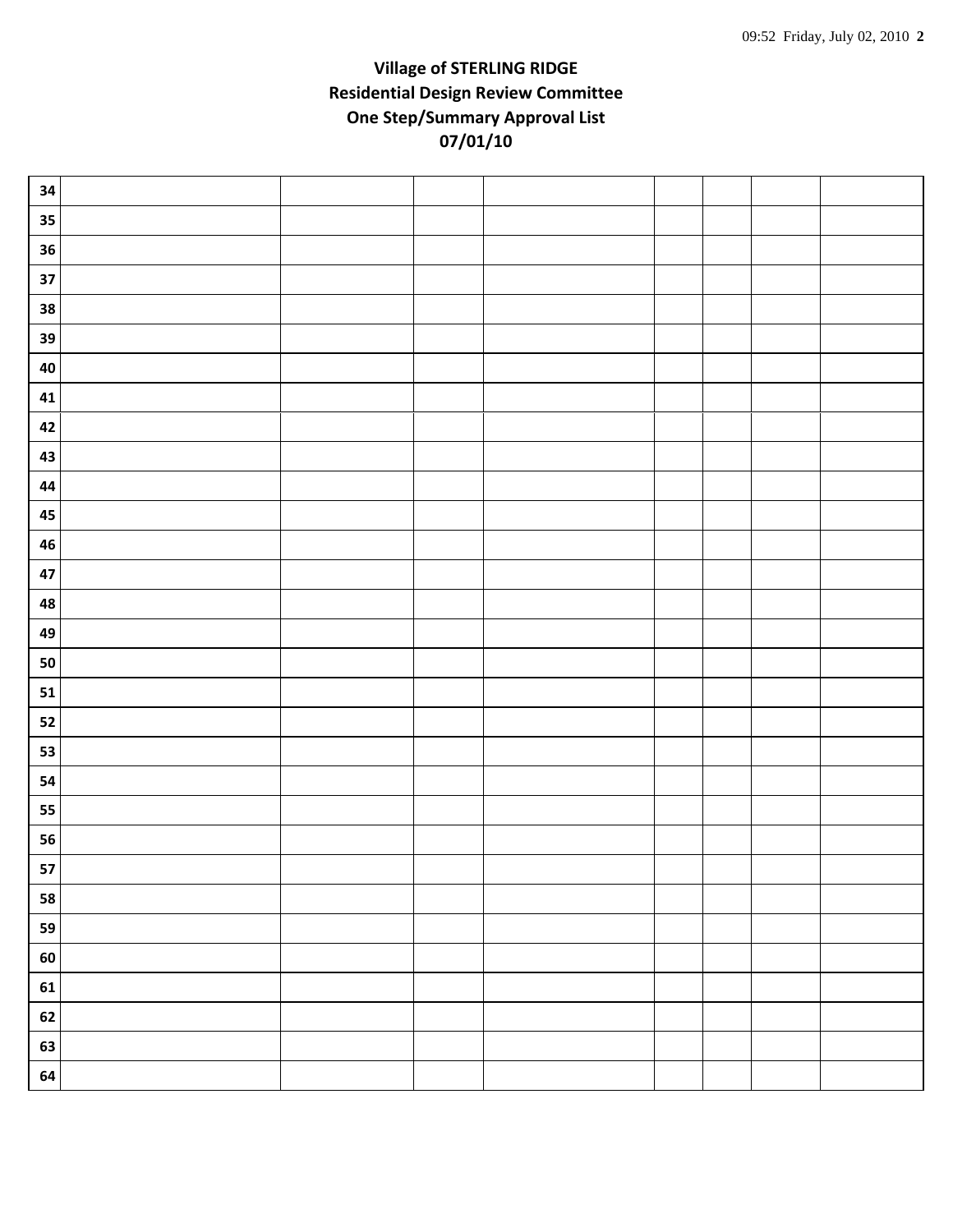**Village of STERLING RIDGE**
**Residential Design Review Committee**
**One Step/Summary Approval List**
**07/01/10**

| | | | | | | | | |
|---|---|---|---|---|---|---|---|---|
| **34** | | | | | | | | |
| **35** | | | | | | | | |
| **36** | | | | | | | | |
| **37** | | | | | | | | |
| **38** | | | | | | | | |
| **39** | | | | | | | | |
| **40** | | | | | | | | |
| **41** | | | | | | | | |
| **42** | | | | | | | | |
| **43** | | | | | | | | |
| **44** | | | | | | | | |
| **45** | | | | | | | | |
| **46** | | | | | | | | |
| **47** | | | | | | | | |
| **48** | | | | | | | | |
| **49** | | | | | | | | |
| **50** | | | | | | | | |
| **51** | | | | | | | | |
| **52** | | | | | | | | |
| **53** | | | | | | | | |
| **54** | | | | | | | | |
| **55** | | | | | | | | |
| **56** | | | | | | | | |
| **57** | | | | | | | | |
| **58** | | | | | | | | |
| **59** | | | | | | | | |
| **60** | | | | | | | | |
| **61** | | | | | | | | |
| **62** | | | | | | | | |
| **63** | | | | | | | | |
| **64** | | | | | | | | |